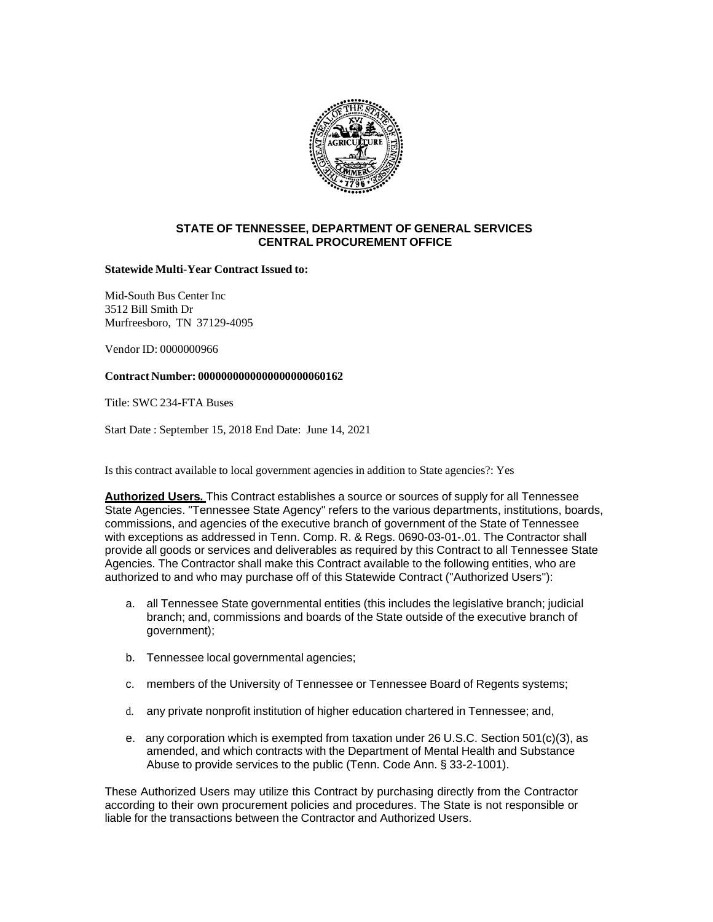## STATE OF TENNESSEE, DEPARTMENT OF GENERAL SERVICES
## CENTRAL PROCUREMENT OFFICE

**Statewide Multi-Year Contract Issued to:**

Mid-South Bus Center Inc
3512 Bill Smith Dr
Murfreesboro, TN 37129-4095

Vendor ID: 0000000966

**Contract Number: 0000000000000000000060162**

Title: SWC 234-FTA Buses

Start Date : September 15, 2018 End Date: June 14, 2021

Is this contract available to local government agencies in addition to State agencies?: Yes

**Authorized Users.** This Contract establishes a source or sources of supply for all Tennessee State Agencies. "Tennessee State Agency" refers to the various departments, institutions, boards, commissions, and agencies of the executive branch of government of the State of Tennessee with exceptions as addressed in Tenn. Comp. R. & Regs. 0690-03-01-.01. The Contractor shall provide all goods or services and deliverables as required by this Contract to all Tennessee State Agencies. The Contractor shall make this Contract available to the following entities, who are authorized to and who may purchase off of this Statewide Contract ("Authorized Users"):

a. all Tennessee State governmental entities (this includes the legislative branch; judicial branch; and, commissions and boards of the State outside of the executive branch of government);

b. Tennessee local governmental agencies;

c. members of the University of Tennessee or Tennessee Board of Regents systems;

d. any private nonprofit institution of higher education chartered in Tennessee; and,

e. any corporation which is exempted from taxation under 26 U.S.C. Section 501(c)(3), as amended, and which contracts with the Department of Mental Health and Substance Abuse to provide services to the public (Tenn. Code Ann. § 33-2-1001).

These Authorized Users may utilize this Contract by purchasing directly from the Contractor according to their own procurement policies and procedures. The State is not responsible or liable for the transactions between the Contractor and Authorized Users.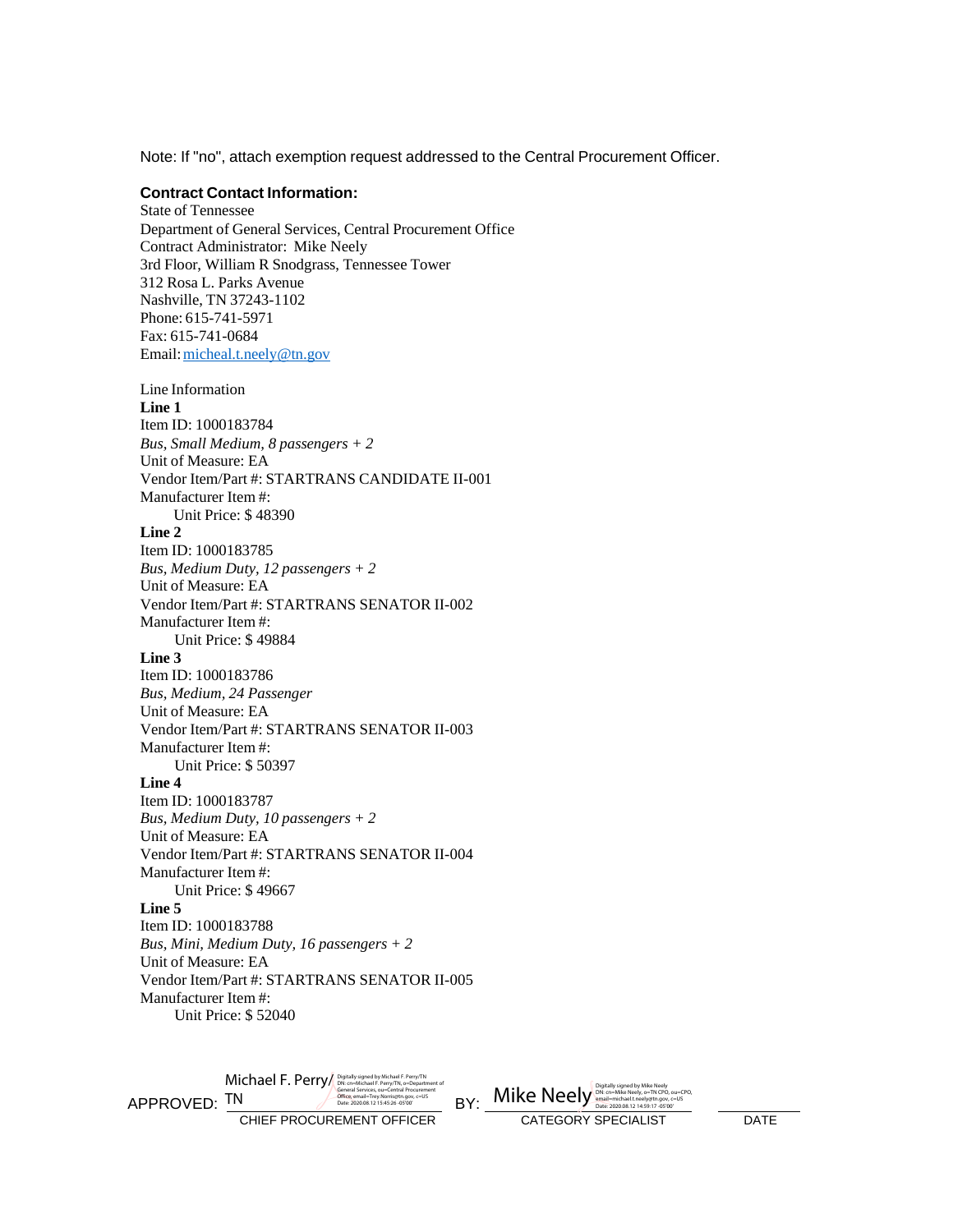Note: If "no", attach exemption request addressed to the Central Procurement Officer.

**Contract Contact Information:**

State of Tennessee
Department of General Services, Central Procurement Office
Contract Administrator: Mike Neely
3rd Floor, William R Snodgrass, Tennessee Tower
312 Rosa L. Parks Avenue
Nashville, TN 37243-1102
Phone: 615-741-5971
Fax: 615-741-0684
Email: micheal.t.neely@tn.gov

Line Information

**Line 1**
Item ID: 1000183784
*Bus, Small Medium, 8 passengers + 2*
Unit of Measure: EA
Vendor Item/Part #: STARTRANS CANDIDATE II-001
Manufacturer Item #:
Unit Price: $ 48390

**Line 2**
Item ID: 1000183785
*Bus, Medium Duty, 12 passengers + 2*
Unit of Measure: EA
Vendor Item/Part #: STARTRANS SENATOR II-002
Manufacturer Item #:
Unit Price: $ 49884

**Line 3**
Item ID: 1000183786
*Bus, Medium, 24 Passenger*
Unit of Measure: EA
Vendor Item/Part #: STARTRANS SENATOR II-003
Manufacturer Item #:
Unit Price: $ 50397

**Line 4**
Item ID: 1000183787
*Bus, Medium Duty, 10 passengers + 2*
Unit of Measure: EA
Vendor Item/Part #: STARTRANS SENATOR II-004
Manufacturer Item #:
Unit Price: $ 49667

**Line 5**
Item ID: 1000183788
*Bus, Mini, Medium Duty, 16 passengers + 2*
Unit of Measure: EA
Vendor Item/Part #: STARTRANS SENATOR II-005
Manufacturer Item #:
Unit Price: $ 52040

APPROVED: Michael F. Perry/TN (Digitally signed by Michael F. Perry/TN, DN: cn=Michael F. Perry/TN, o=Department of General Services, ou=Central Procurement Office, email=Trey.Norris@tn.gov, c=US, Date: 2020.08.12 15:45:26 -05'00')
CHIEF PROCUREMENT OFFICER

BY: Mike Neely (Digitally signed by Mike Neely, DN: cn=Mike Neely, o=TN CPO, ou=CPO, email=michael.t.neely@tn.gov, c=US, Date: 2020.08.12 14:59:17 -05'00')
CATEGORY SPECIALIST

DATE